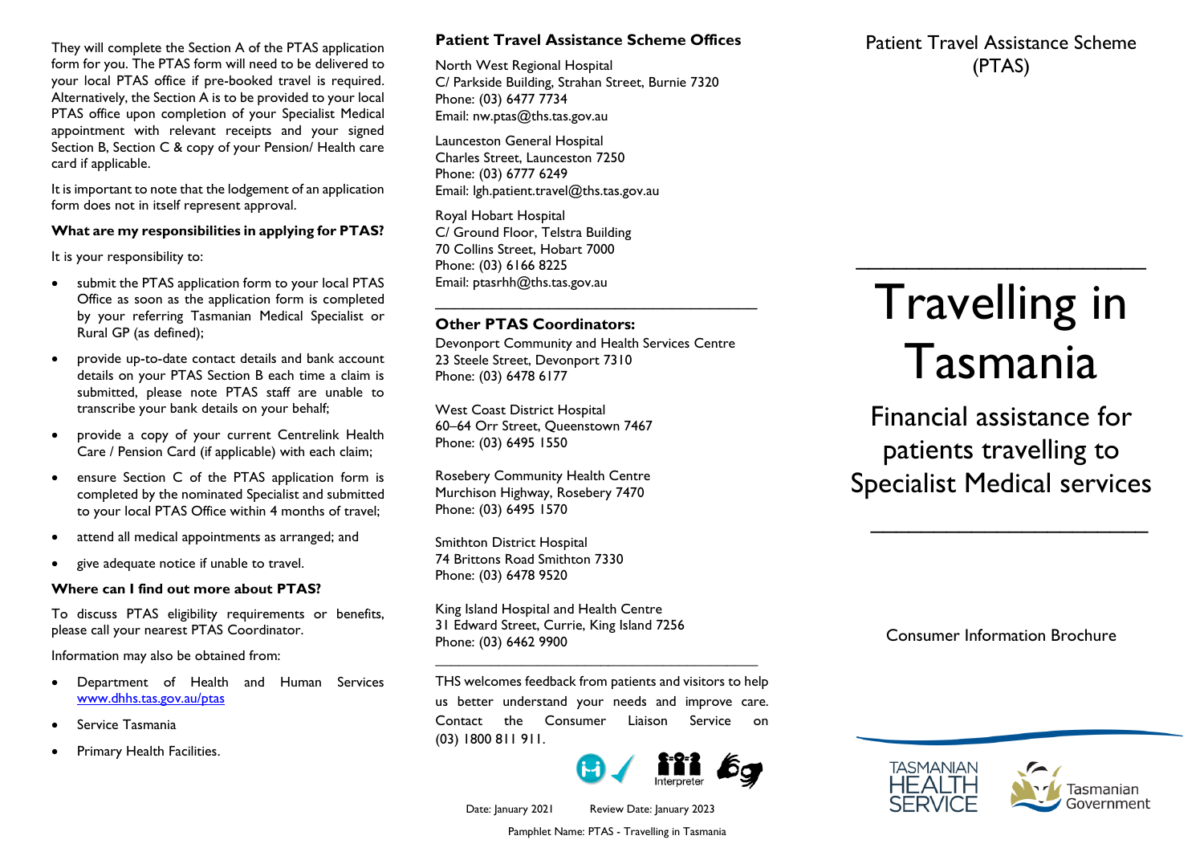They will complete the Section A of the PTAS application form for you. The PTAS form will need to be delivered to your local PTAS office if pre-booked travel is required. Alternatively, the Section A is to be provided to your local PTAS office upon completion of your Specialist Medical appointment with relevant receipts and your signed Section B, Section C & copy of your Pension/ Health care card if applicable.

It is important to note that the lodgement of an application form does not in itself represent approval.

**What are my responsibilities in applying for PTAS?**

It is your responsibility to:

- submit the PTAS application form to your local PTAS Office as soon as the application form is completed by your referring Tasmanian Medical Specialist or Rural GP (as defined);
- provide up-to-date contact details and bank account details on your PTAS Section B each time a claim is submitted, please note PTAS staff are unable to transcribe your bank details on your behalf;
- provide a copy of your current Centrelink Health Care / Pension Card (if applicable) with each claim;
- ensure Section C of the PTAS application form is completed by the nominated Specialist and submitted to your local PTAS Office within 4 months of travel;
- attend all medical appointments as arranged; and
- give adequate notice if unable to travel.

**Where can I find out more about PTAS?**

To discuss PTAS eligibility requirements or benefits, please call your nearest PTAS Coordinator.

Information may also be obtained from:

- Department of Health and Human Services www.dhhs.tas.gov.au/ptas
- Service Tasmania
- Primary Health Facilities.

**Patient Travel Assistance Scheme Offices**

North West Regional Hospital
C/ Parkside Building, Strahan Street, Burnie 7320
Phone: (03) 6477 7734
Email: nw.ptas@ths.tas.gov.au

Launceston General Hospital
Charles Street, Launceston 7250
Phone: (03) 6777 6249
Email: lgh.patient.travel@ths.tas.gov.au

Royal Hobart Hospital
C/ Ground Floor, Telstra Building
70 Collins Street, Hobart 7000
Phone: (03) 6166 8225
Email: ptasrhh@ths.tas.gov.au

---

**Other PTAS Coordinators:**

Devonport Community and Health Services Centre
23 Steele Street, Devonport 7310
Phone: (03) 6478 6177

West Coast District Hospital
60–64 Orr Street, Queenstown 7467
Phone: (03) 6495 1550

Rosebery Community Health Centre
Murchison Highway, Rosebery 7470
Phone: (03) 6495 1570

Smithton District Hospital
74 Brittons Road Smithton 7330
Phone: (03) 6478 9520

King Island Hospital and Health Centre
31 Edward Street, Currie, King Island 7256
Phone: (03) 6462 9900

---

THS welcomes feedback from patients and visitors to help us better understand your needs and improve care. Contact the Consumer Liaison Service on (03) 1800 811 911.

Interpreter

Date: January 2021 Review Date: January 2023

Pamphlet Name: PTAS - Travelling in Tasmania

Patient Travel Assistance Scheme (PTAS)

# Travelling in Tasmania

## Financial assistance for patients travelling to Specialist Medical services

Consumer Information Brochure

TASMANIAN HEALTH SERVICE

Tasmanian Government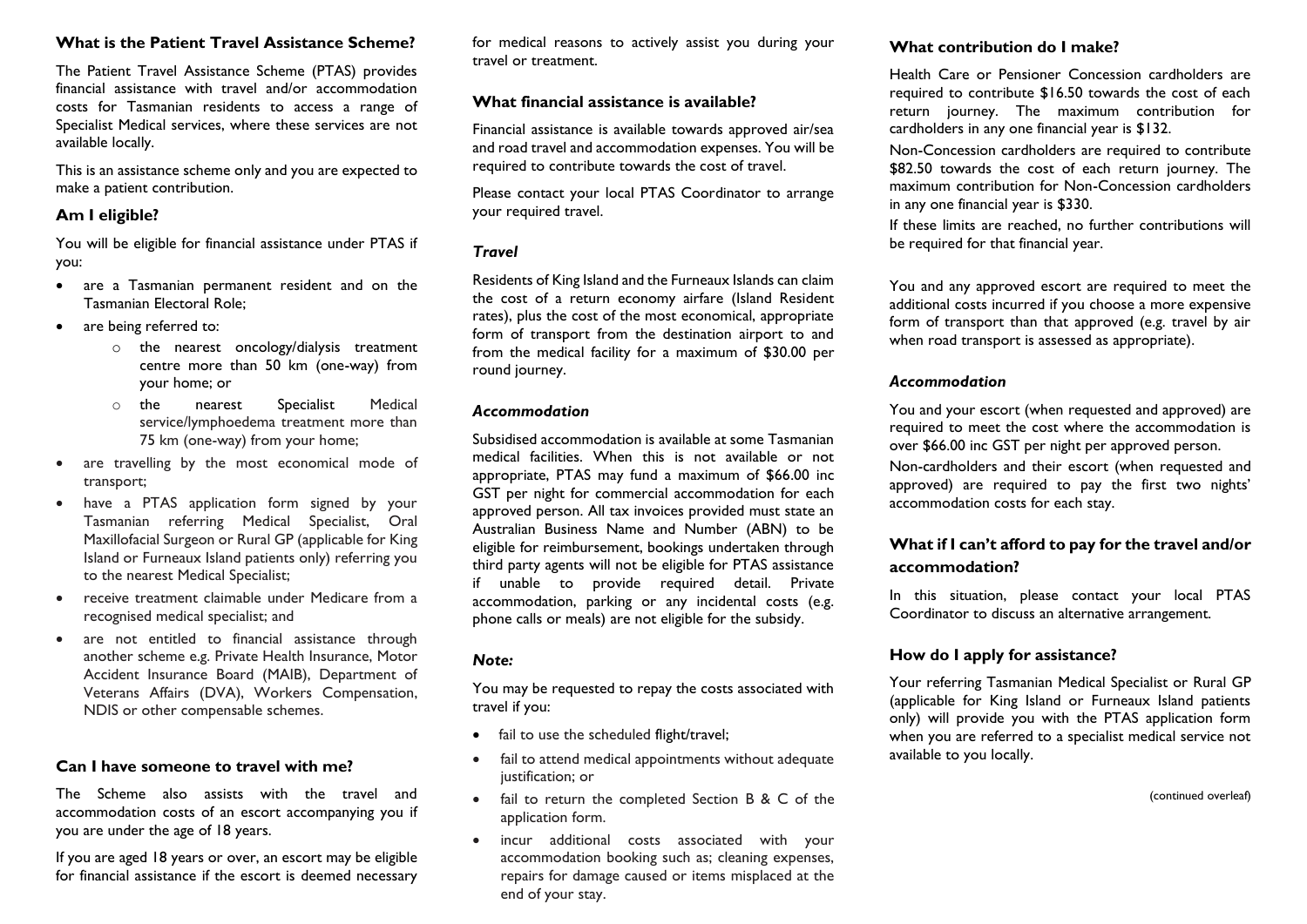## What is the Patient Travel Assistance Scheme?

The Patient Travel Assistance Scheme (PTAS) provides financial assistance with travel and/or accommodation costs for Tasmanian residents to access a range of Specialist Medical services, where these services are not available locally.

This is an assistance scheme only and you are expected to make a patient contribution.

## Am I eligible?

You will be eligible for financial assistance under PTAS if you:

- are a Tasmanian permanent resident and on the Tasmanian Electoral Role;
- are being referred to:
  - the nearest oncology/dialysis treatment centre more than 50 km (one-way) from your home; or
  - the nearest Specialist Medical service/lymphoedema treatment more than 75 km (one-way) from your home;
- are travelling by the most economical mode of transport;
- have a PTAS application form signed by your Tasmanian referring Medical Specialist, Oral Maxillofacial Surgeon or Rural GP (applicable for King Island or Furneaux Island patients only) referring you to the nearest Medical Specialist;
- receive treatment claimable under Medicare from a recognised medical specialist; and
- are not entitled to financial assistance through another scheme e.g. Private Health Insurance, Motor Accident Insurance Board (MAIB), Department of Veterans Affairs (DVA), Workers Compensation, NDIS or other compensable schemes.

## Can I have someone to travel with me?

The Scheme also assists with the travel and accommodation costs of an escort accompanying you if you are under the age of 18 years.

If you are aged 18 years or over, an escort may be eligible for financial assistance if the escort is deemed necessary for medical reasons to actively assist you during your travel or treatment.

## What financial assistance is available?

Financial assistance is available towards approved air/sea and road travel and accommodation expenses. You will be required to contribute towards the cost of travel.

Please contact your local PTAS Coordinator to arrange your required travel.

### *Travel*

Residents of King Island and the Furneaux Islands can claim the cost of a return economy airfare (Island Resident rates), plus the cost of the most economical, appropriate form of transport from the destination airport to and from the medical facility for a maximum of $30.00 per round journey.

### *Accommodation*

Subsidised accommodation is available at some Tasmanian medical facilities. When this is not available or not appropriate, PTAS may fund a maximum of $66.00 inc GST per night for commercial accommodation for each approved person. All tax invoices provided must state an Australian Business Name and Number (ABN) to be eligible for reimbursement, bookings undertaken through third party agents will not be eligible for PTAS assistance if unable to provide required detail. Private accommodation, parking or any incidental costs (e.g. phone calls or meals) are not eligible for the subsidy.

### *Note:*

You may be requested to repay the costs associated with travel if you:

- fail to use the scheduled flight/travel;
- fail to attend medical appointments without adequate justification; or
- fail to return the completed Section B & C of the application form.
- incur additional costs associated with your accommodation booking such as; cleaning expenses, repairs for damage caused or items misplaced at the end of your stay.

## What contribution do I make?

Health Care or Pensioner Concession cardholders are required to contribute $16.50 towards the cost of each return journey. The maximum contribution for cardholders in any one financial year is $132.

Non-Concession cardholders are required to contribute $82.50 towards the cost of each return journey. The maximum contribution for Non-Concession cardholders in any one financial year is $330.

If these limits are reached, no further contributions will be required for that financial year.

You and any approved escort are required to meet the additional costs incurred if you choose a more expensive form of transport than that approved (e.g. travel by air when road transport is assessed as appropriate).

### *Accommodation*

You and your escort (when requested and approved) are required to meet the cost where the accommodation is over $66.00 inc GST per night per approved person.

Non-cardholders and their escort (when requested and approved) are required to pay the first two nights' accommodation costs for each stay.

## What if I can't afford to pay for the travel and/or accommodation?

In this situation, please contact your local PTAS Coordinator to discuss an alternative arrangement.

## How do I apply for assistance?

Your referring Tasmanian Medical Specialist or Rural GP (applicable for King Island or Furneaux Island patients only) will provide you with the PTAS application form when you are referred to a specialist medical service not available to you locally.

(continued overleaf)